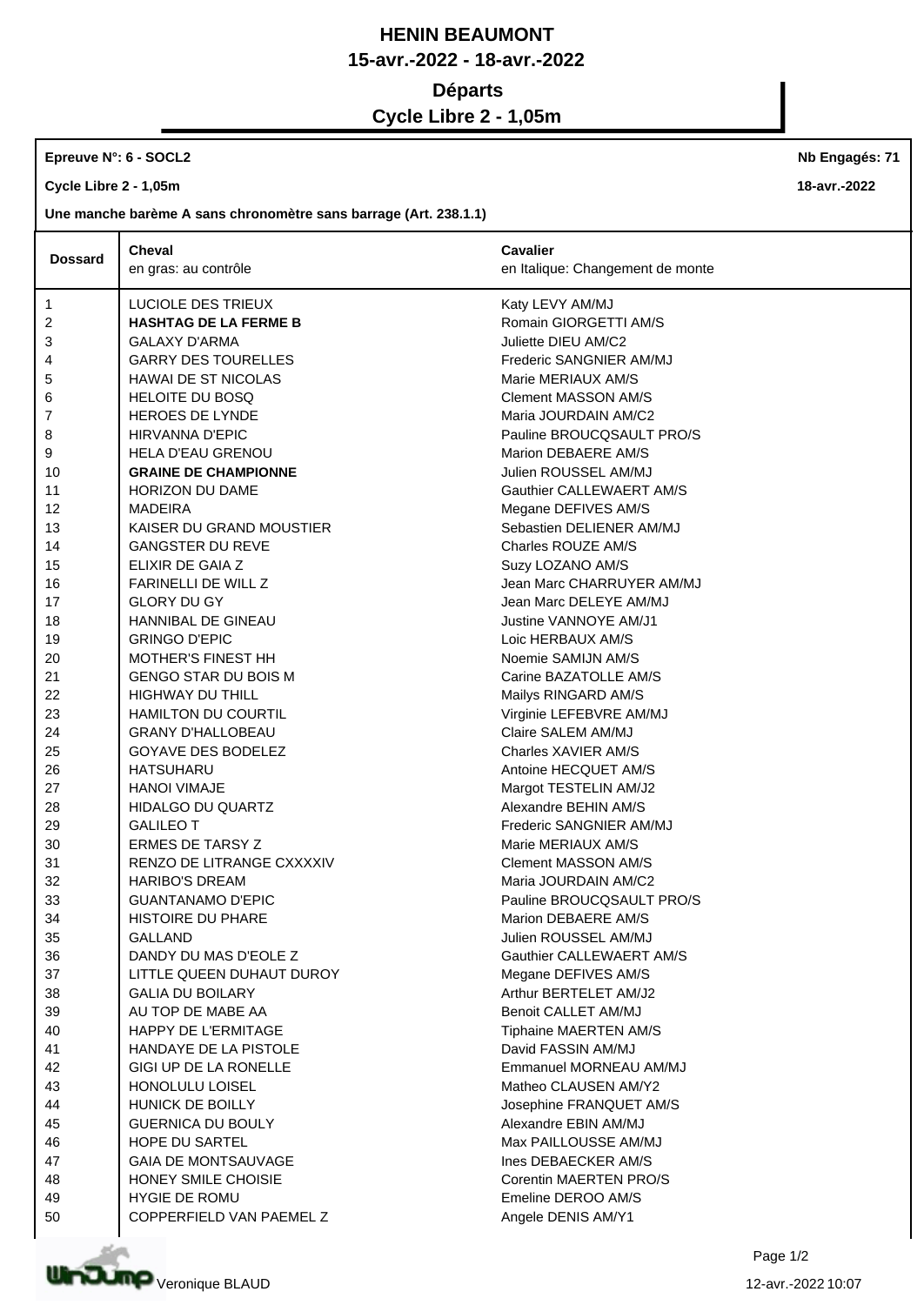# HENIN BEAUMONT

## 15-avr.-2022 - 18-avr.-2022

## Départs

## Cycle Libre 2 - 1,05m

**Epreuve N°: 6 - SOCL2** | **Nb Engagés: 71**

**Cycle Libre 2 - 1,05m** | **18-avr.-2022**

**Une manche barème A sans chronomètre sans barrage (Art. 238.1.1)**

| Dossard | Cheval<br>en gras: au contrôle | Cavalier<br>en Italique: Changement de monte |
|---|---|---|
| 1 | LUCIOLE DES TRIEUX | Katy LEVY AM/MJ |
| 2 | **HASHTAG DE LA FERME B** | Romain GIORGETTI AM/S |
| 3 | GALAXY D'ARMA | Juliette DIEU AM/C2 |
| 4 | GARRY DES TOURELLES | Frederic SANGNIER AM/MJ |
| 5 | HAWAI DE ST NICOLAS | Marie MERIAUX AM/S |
| 6 | HELOITE DU BOSQ | Clement MASSON AM/S |
| 7 | HEROES DE LYNDE | Maria JOURDAIN AM/C2 |
| 8 | HIRVANNA D'EPIC | Pauline BROUCQSAULT PRO/S |
| 9 | HELA D'EAU GRENOU | Marion DEBAERE AM/S |
| 10 | **GRAINE DE CHAMPIONNE** | Julien ROUSSEL AM/MJ |
| 11 | HORIZON DU DAME | Gauthier CALLEWAERT AM/S |
| 12 | MADEIRA | Megane DEFIVES AM/S |
| 13 | KAISER DU GRAND MOUSTIER | Sebastien DELIENER AM/MJ |
| 14 | GANGSTER DU REVE | Charles ROUZE AM/S |
| 15 | ELIXIR DE GAIA Z | Suzy LOZANO AM/S |
| 16 | FARINELLI DE WILL Z | Jean Marc CHARRUYER AM/MJ |
| 17 | GLORY DU GY | Jean Marc DELEYE AM/MJ |
| 18 | HANNIBAL DE GINEAU | Justine VANNOYE AM/J1 |
| 19 | GRINGO D'EPIC | Loic HERBAUX AM/S |
| 20 | MOTHER'S FINEST HH | Noemie SAMIJN AM/S |
| 21 | GENGO STAR DU BOIS M | Carine BAZATOLLE AM/S |
| 22 | HIGHWAY DU THILL | Mailys RINGARD AM/S |
| 23 | HAMILTON DU COURTIL | Virginie LEFEBVRE AM/MJ |
| 24 | GRANY D'HALLOBEAU | Claire SALEM AM/MJ |
| 25 | GOYAVE DES BODELEZ | Charles XAVIER AM/S |
| 26 | HATSUHARU | Antoine HECQUET AM/S |
| 27 | HANOI VIMAJE | Margot TESTELIN AM/J2 |
| 28 | HIDALGO DU QUARTZ | Alexandre BEHIN AM/S |
| 29 | GALILEO T | Frederic SANGNIER AM/MJ |
| 30 | ERMES DE TARSY Z | Marie MERIAUX AM/S |
| 31 | RENZO DE LITRANGE CXXXXIV | Clement MASSON AM/S |
| 32 | HARIBO'S DREAM | Maria JOURDAIN AM/C2 |
| 33 | GUANTANAMO D'EPIC | Pauline BROUCQSAULT PRO/S |
| 34 | HISTOIRE DU PHARE | Marion DEBAERE AM/S |
| 35 | GALLAND | Julien ROUSSEL AM/MJ |
| 36 | DANDY DU MAS D'EOLE Z | Gauthier CALLEWAERT AM/S |
| 37 | LITTLE QUEEN DUHAUT DUROY | Megane DEFIVES AM/S |
| 38 | GALIA DU BOILARY | Arthur BERTELET AM/J2 |
| 39 | AU TOP DE MABE AA | Benoit CALLET AM/MJ |
| 40 | HAPPY DE L'ERMITAGE | Tiphaine MAERTEN AM/S |
| 41 | HANDAYE DE LA PISTOLE | David FASSIN AM/MJ |
| 42 | GIGI UP DE LA RONELLE | Emmanuel MORNEAU AM/MJ |
| 43 | HONOLULU LOISEL | Matheo CLAUSEN AM/Y2 |
| 44 | HUNICK DE BOILLY | Josephine FRANQUET AM/S |
| 45 | GUERNICA DU BOULY | Alexandre EBIN AM/MJ |
| 46 | HOPE DU SARTEL | Max PAILLOUSSE AM/MJ |
| 47 | GAIA DE MONTSAUVAGE | Ines DEBAECKER AM/S |
| 48 | HONEY SMILE CHOISIE | Corentin MAERTEN PRO/S |
| 49 | HYGIE DE ROMU | Emeline DEROO AM/S |
| 50 | COPPERFIELD VAN PAEMEL Z | Angele DENIS AM/Y1 |

Veronique BLAUD

12-avr.-2022 10:07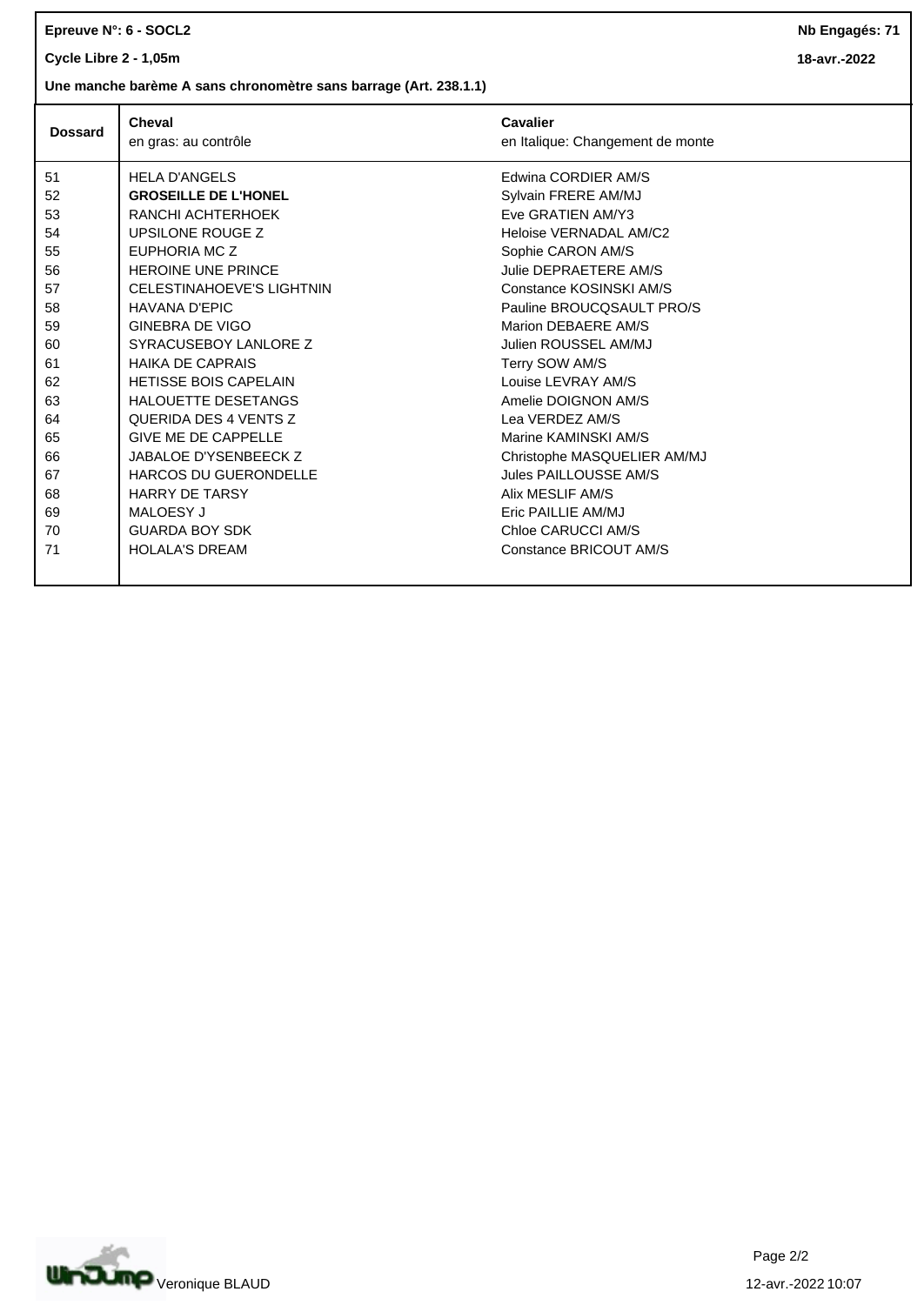**Epreuve N°: 6 - SOCL2** **Nb Engagés: 71**

**Cycle Libre 2 - 1,05m** **18-avr.-2022**

**Une manche barème A sans chronomètre sans barrage (Art. 238.1.1)**

| Dossard | Cheval<br>en gras: au contrôle | Cavalier<br>en Italique: Changement de monte |
|---|---|---|
| 51 | HELA D'ANGELS | Edwina CORDIER AM/S |
| 52 | **GROSEILLE DE L'HONEL** | Sylvain FRERE AM/MJ |
| 53 | RANCHI ACHTERHOEK | Eve GRATIEN AM/Y3 |
| 54 | UPSILONE ROUGE Z | Heloise VERNADAL AM/C2 |
| 55 | EUPHORIA MC Z | Sophie CARON AM/S |
| 56 | HEROINE UNE PRINCE | Julie DEPRAETERE AM/S |
| 57 | CELESTINAHOEVE'S LIGHTNIN | Constance KOSINSKI AM/S |
| 58 | HAVANA D'EPIC | Pauline BROUCQSAULT PRO/S |
| 59 | GINEBRA DE VIGO | Marion DEBAERE AM/S |
| 60 | SYRACUSEBOY LANLORE Z | Julien ROUSSEL AM/MJ |
| 61 | HAIKA DE CAPRAIS | Terry SOW AM/S |
| 62 | HETISSE BOIS CAPELAIN | Louise LEVRAY AM/S |
| 63 | HALOUETTE DESETANGS | Amelie DOIGNON AM/S |
| 64 | QUERIDA DES 4 VENTS Z | Lea VERDEZ AM/S |
| 65 | GIVE ME DE CAPPELLE | Marine KAMINSKI AM/S |
| 66 | JABALOE D'YSENBEECK Z | Christophe MASQUELIER AM/MJ |
| 67 | HARCOS DU GUERONDELLE | Jules PAILLOUSSE AM/S |
| 68 | HARRY DE TARSY | Alix MESLIF AM/S |
| 69 | MALOESY J | Eric PAILLIE AM/MJ |
| 70 | GUARDA BOY SDK | Chloe CARUCCI AM/S |
| 71 | HOLALA'S DREAM | Constance BRICOUT AM/S |

Veronique BLAUD

12-avr.-2022 10:07